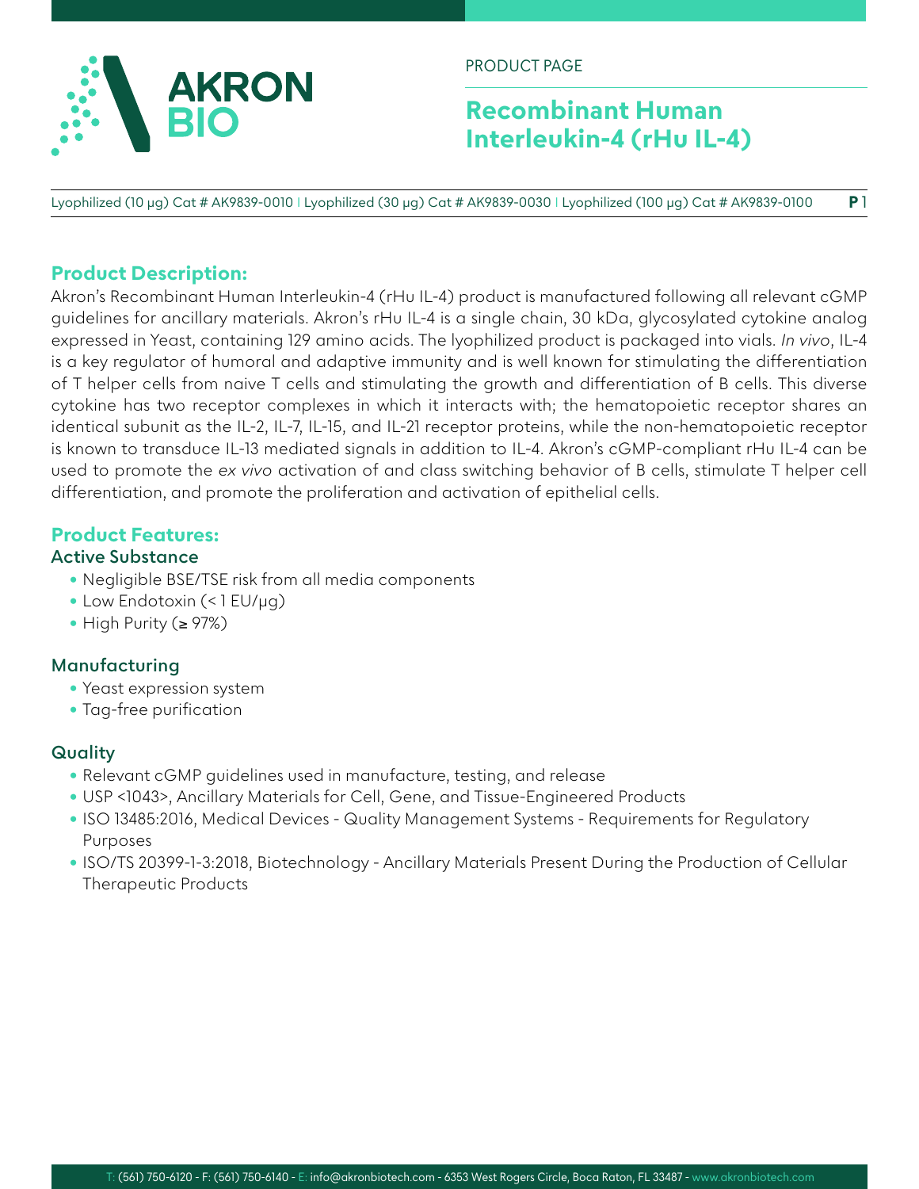PRODUCT PAGE

# Recombinant Human Interleukin-4 (rHu IL-4)

Lyophilized (10 µg) Cat # AK9839-0010 | Lyophilized (30 µg) Cat # AK9839-0030 | Lyophilized (100 µg) Cat # AK9839-0100

## Product Description:

Akron's Recombinant Human Interleukin-4 (rHu IL-4) product is manufactured following all relevant cGMP guidelines for ancillary materials. Akron's rHu IL-4 is a single chain, 30 kDa, glycosylated cytokine analog expressed in Yeast, containing 129 amino acids. The lyophilized product is packaged into vials. *In vivo*, IL-4 is a key regulator of humoral and adaptive immunity and is well known for stimulating the differentiation of T helper cells from naive T cells and stimulating the growth and differentiation of B cells. This diverse cytokine has two receptor complexes in which it interacts with; the hematopoietic receptor shares an identical subunit as the IL-2, IL-7, IL-15, and IL-21 receptor proteins, while the non-hematopoietic receptor is known to transduce IL-13 mediated signals in addition to IL-4. Akron's cGMP-compliant rHu IL-4 can be used to promote the *ex vivo* activation of and class switching behavior of B cells, stimulate T helper cell differentiation, and promote the proliferation and activation of epithelial cells.

## Product Features:

### Active Substance

- Negligible BSE/TSE risk from all media components
- Low Endotoxin (< 1 EU/µg)
- High Purity (≥ 97%)

### Manufacturing

- Yeast expression system
- Tag-free purification

### Quality

- Relevant cGMP guidelines used in manufacture, testing, and release
- USP <1043>, Ancillary Materials for Cell, Gene, and Tissue-Engineered Products
- ISO 13485:2016, Medical Devices - Quality Management Systems - Requirements for Regulatory Purposes
- ISO/TS 20399-1-3:2018, Biotechnology - Ancillary Materials Present During the Production of Cellular Therapeutic Products

T: (561) 750-6120 - F: (561) 750-6140 - E: info@akronbiotech.com - 6353 West Rogers Circle, Boca Raton, FL 33487 - www.akronbiotech.com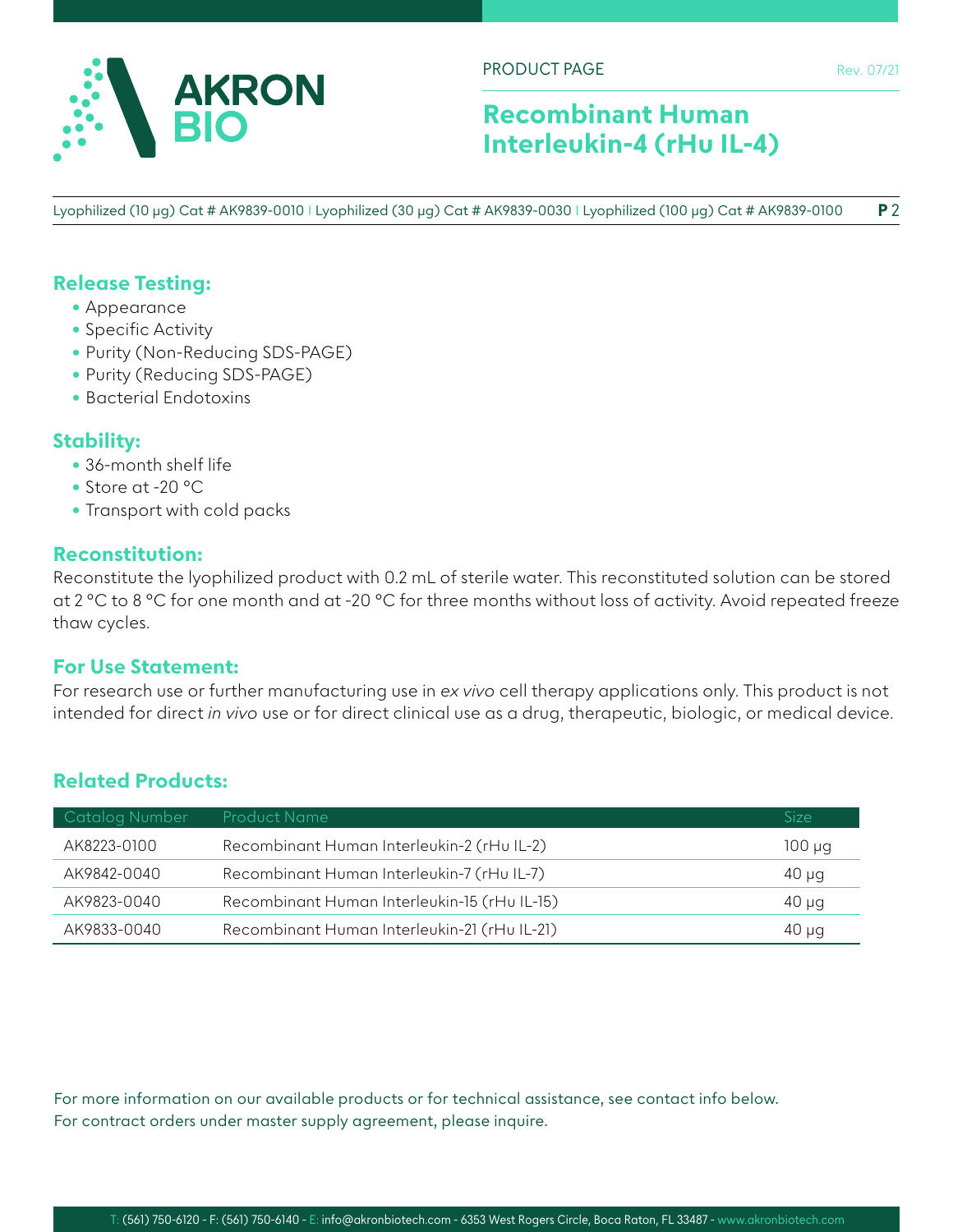## Release Testing:

- Appearance
- Specific Activity
- Purity (Non-Reducing SDS-PAGE)
- Purity (Reducing SDS-PAGE)
- Bacterial Endotoxins

## Stability:

- 36-month shelf life
- Store at -20 °C
- Transport with cold packs

## Reconstitution:

Reconstitute the lyophilized product with 0.2 mL of sterile water. This reconstituted solution can be stored at 2 °C to 8 °C for one month and at -20 °C for three months without loss of activity. Avoid repeated freeze thaw cycles.

## For Use Statement:

For research use or further manufacturing use in *ex vivo* cell therapy applications only. This product is not intended for direct *in vivo* use or for direct clinical use as a drug, therapeutic, biologic, or medical device.

## Related Products:

| Catalog Number | Product Name | Size |
|---|---|---|
| AK8223-0100 | Recombinant Human Interleukin-2 (rHu IL-2) | 100 µg |
| AK9842-0040 | Recombinant Human Interleukin-7 (rHu IL-7) | 40 µg |
| AK9823-0040 | Recombinant Human Interleukin-15 (rHu IL-15) | 40 µg |
| AK9833-0040 | Recombinant Human Interleukin-21 (rHu IL-21) | 40 µg |

For more information on our available products or for technical assistance, see contact info below.
For contract orders under master supply agreement, please inquire.

T: (561) 750-6120 - F: (561) 750-6140 - E: info@akronbiotech.com - 6353 West Rogers Circle, Boca Raton, FL 33487 - www.akronbiotech.com